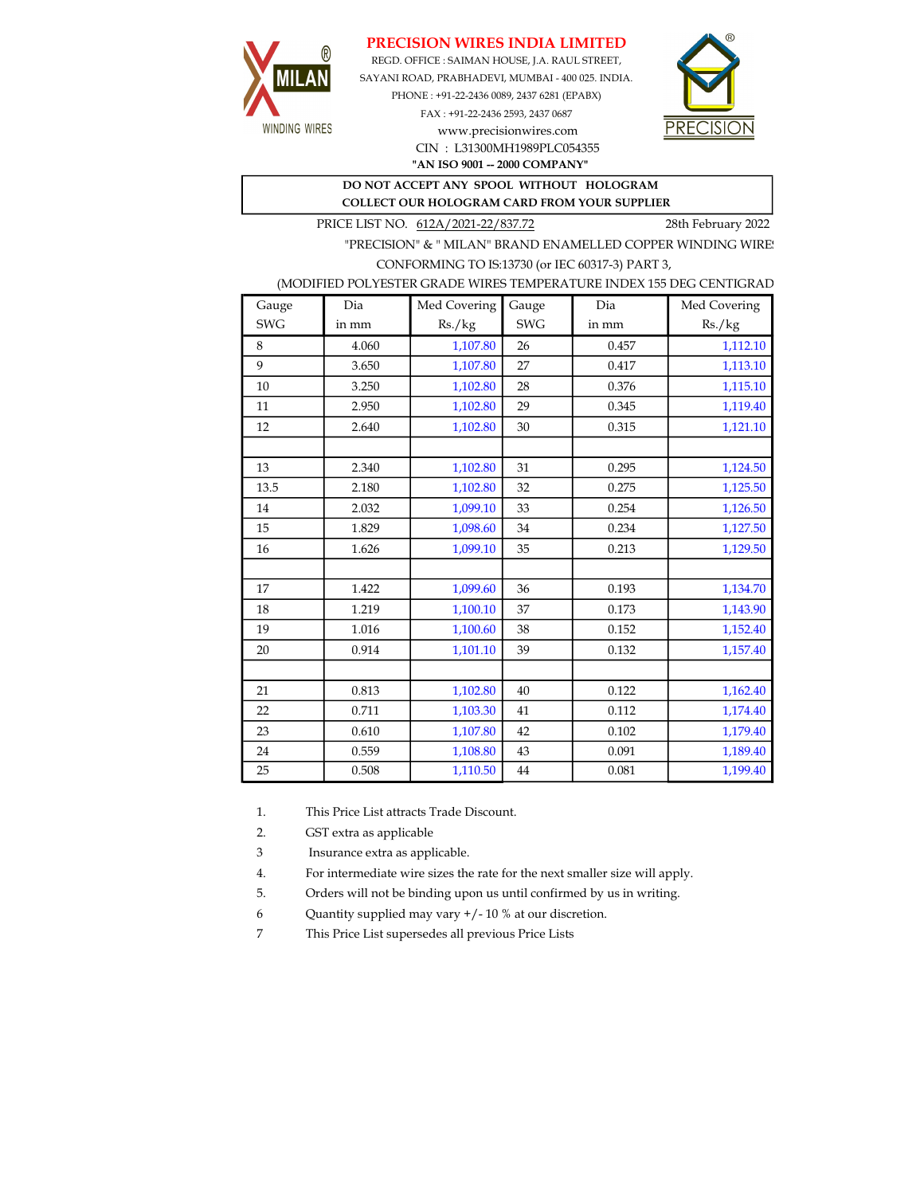MILAN® WINDING WIRES

# PRECISION WIRES INDIA LIMITED

REGD. OFFICE : SAIMAN HOUSE, J.A. RAUL STREET,
SAYANI ROAD, PRABHADEVI, MUMBAI - 400 025. INDIA.
PHONE : +91-22-2436 0089, 2437 6281 (EPABX)
FAX : +91-22-2436 2593, 2437 0687
www.precisionwires.com
CIN : L31300MH1989PLC054355
**"AN ISO 9001 -- 2000 COMPANY"**

PRECISION®

**DO NOT ACCEPT ANY SPOOL WITHOUT HOLOGRAM**
**COLLECT OUR HOLOGRAM CARD FROM YOUR SUPPLIER**

PRICE LIST NO. 612A/2021-22/837.72 — 28th February 2022

"PRECISION" & " MILAN" BRAND ENAMELLED COPPER WINDING WIRES
CONFORMING TO IS:13730 (or IEC 60317-3) PART 3,
(MODIFIED POLYESTER GRADE WIRES TEMPERATURE INDEX 155 DEG CENTIGRAD

| Gauge SWG | Dia in mm | Med Covering Rs./kg | Gauge SWG | Dia in mm | Med Covering Rs./kg |
|---|---|---|---|---|---|
| 8 | 4.060 | 1,107.80 | 26 | 0.457 | 1,112.10 |
| 9 | 3.650 | 1,107.80 | 27 | 0.417 | 1,113.10 |
| 10 | 3.250 | 1,102.80 | 28 | 0.376 | 1,115.10 |
| 11 | 2.950 | 1,102.80 | 29 | 0.345 | 1,119.40 |
| 12 | 2.640 | 1,102.80 | 30 | 0.315 | 1,121.10 |
| | | | | | |
| 13 | 2.340 | 1,102.80 | 31 | 0.295 | 1,124.50 |
| 13.5 | 2.180 | 1,102.80 | 32 | 0.275 | 1,125.50 |
| 14 | 2.032 | 1,099.10 | 33 | 0.254 | 1,126.50 |
| 15 | 1.829 | 1,098.60 | 34 | 0.234 | 1,127.50 |
| 16 | 1.626 | 1,099.10 | 35 | 0.213 | 1,129.50 |
| | | | | | |
| 17 | 1.422 | 1,099.60 | 36 | 0.193 | 1,134.70 |
| 18 | 1.219 | 1,100.10 | 37 | 0.173 | 1,143.90 |
| 19 | 1.016 | 1,100.60 | 38 | 0.152 | 1,152.40 |
| 20 | 0.914 | 1,101.10 | 39 | 0.132 | 1,157.40 |
| | | | | | |
| 21 | 0.813 | 1,102.80 | 40 | 0.122 | 1,162.40 |
| 22 | 0.711 | 1,103.30 | 41 | 0.112 | 1,174.40 |
| 23 | 0.610 | 1,107.80 | 42 | 0.102 | 1,179.40 |
| 24 | 0.559 | 1,108.80 | 43 | 0.091 | 1,189.40 |
| 25 | 0.508 | 1,110.50 | 44 | 0.081 | 1,199.40 |

1. This Price List attracts Trade Discount.
2. GST extra as applicable
3. Insurance extra as applicable.
4. For intermediate wire sizes the rate for the next smaller size will apply.
5. Orders will not be binding upon us until confirmed by us in writing.
6. Quantity supplied may vary +/- 10 % at our discretion.
7. This Price List supersedes all previous Price Lists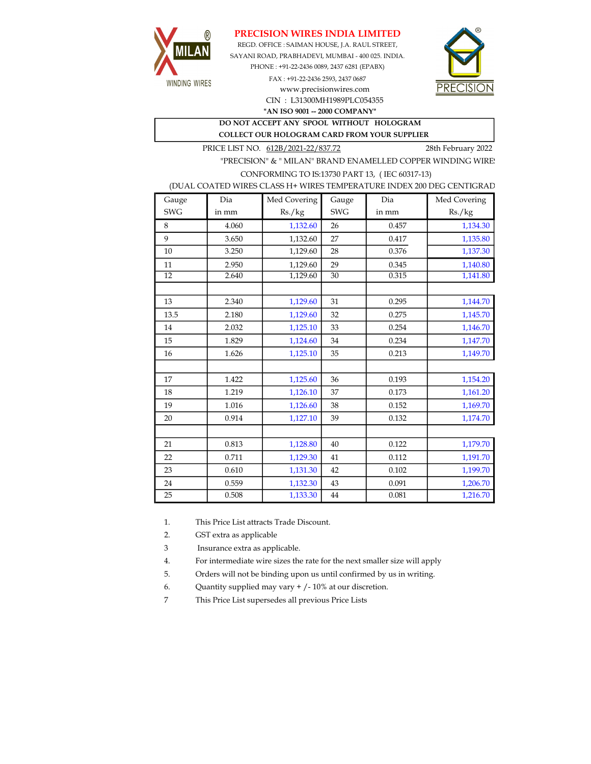# PRECISION WIRES INDIA LIMITED

REGD. OFFICE : SAIMAN HOUSE, J.A. RAUL STREET,
SAYANI ROAD, PRABHADEVI, MUMBAI - 400 025. INDIA.
PHONE : +91-22-2436 0089, 2437 6281 (EPABX)
FAX : +91-22-2436 2593, 2437 0687
www.precisionwires.com
CIN : L31300MH1989PLC054355
**"AN ISO 9001 -- 2000 COMPANY"**

**DO NOT ACCEPT ANY SPOOL WITHOUT HOLOGRAM**
**COLLECT OUR HOLOGRAM CARD FROM YOUR SUPPLIER**

PRICE LIST NO. 612B/2021-22/837.72 28th February 2022

"PRECISION" & " MILAN" BRAND ENAMELLED COPPER WINDING WIRES

CONFORMING TO IS:13730 PART 13, ( IEC 60317-13)

(DUAL COATED WIRES CLASS H+ WIRES TEMPERATURE INDEX 200 DEG CENTIGRADE

| Gauge SWG | Dia in mm | Med Covering Rs./kg | Gauge SWG | Dia in mm | Med Covering Rs./kg |
|---|---|---|---|---|---|
| 8 | 4.060 | 1,132.60 | 26 | 0.457 | 1,134.30 |
| 9 | 3.650 | 1,132.60 | 27 | 0.417 | 1,135.80 |
| 10 | 3.250 | 1,129.60 | 28 | 0.376 | 1,137.30 |
| 11 | 2.950 | 1,129.60 | 29 | 0.345 | 1,140.80 |
| 12 | 2.640 | 1,129.60 | 30 | 0.315 | 1,141.80 |
| | | | | | |
| 13 | 2.340 | 1,129.60 | 31 | 0.295 | 1,144.70 |
| 13.5 | 2.180 | 1,129.60 | 32 | 0.275 | 1,145.70 |
| 14 | 2.032 | 1,125.10 | 33 | 0.254 | 1,146.70 |
| 15 | 1.829 | 1,124.60 | 34 | 0.234 | 1,147.70 |
| 16 | 1.626 | 1,125.10 | 35 | 0.213 | 1,149.70 |
| | | | | | |
| 17 | 1.422 | 1,125.60 | 36 | 0.193 | 1,154.20 |
| 18 | 1.219 | 1,126.10 | 37 | 0.173 | 1,161.20 |
| 19 | 1.016 | 1,126.60 | 38 | 0.152 | 1,169.70 |
| 20 | 0.914 | 1,127.10 | 39 | 0.132 | 1,174.70 |
| | | | | | |
| 21 | 0.813 | 1,128.80 | 40 | 0.122 | 1,179.70 |
| 22 | 0.711 | 1,129.30 | 41 | 0.112 | 1,191.70 |
| 23 | 0.610 | 1,131.30 | 42 | 0.102 | 1,199.70 |
| 24 | 0.559 | 1,132.30 | 43 | 0.091 | 1,206.70 |
| 25 | 0.508 | 1,133.30 | 44 | 0.081 | 1,216.70 |

1. This Price List attracts Trade Discount.
2. GST extra as applicable
3 Insurance extra as applicable.
4. For intermediate wire sizes the rate for the next smaller size will apply
5. Orders will not be binding upon us until confirmed by us in writing.
6. Quantity supplied may vary + /- 10% at our discretion.
7 This Price List supersedes all previous Price Lists